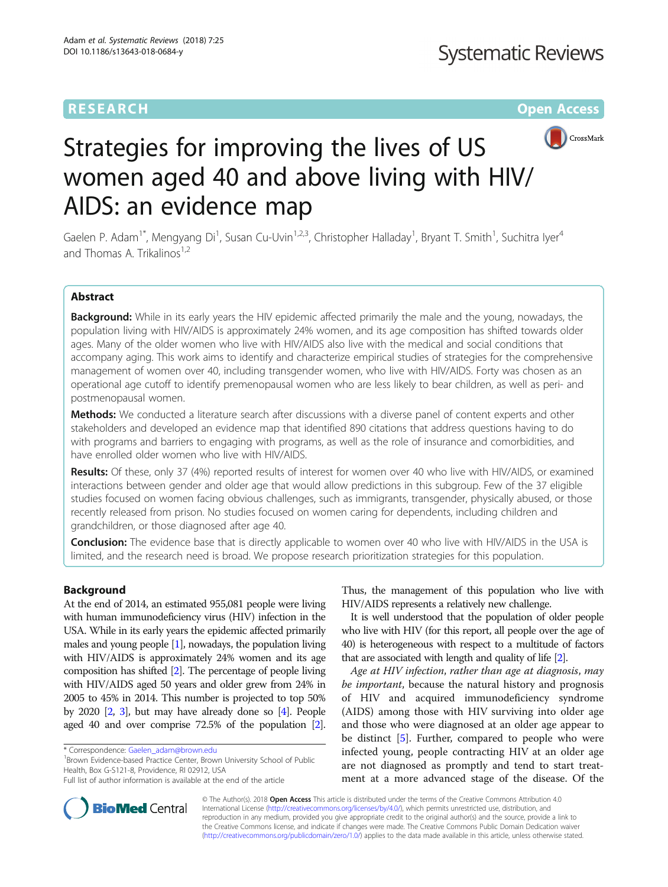**RESEARCH** **Open Access**

# Strategies for improving the lives of US women aged 40 and above living with HIV/AIDS: an evidence map

Gaelen P. Adam[1*], Mengyang Di[1], Susan Cu-Uvin[1,2,3], Christopher Halladay[1], Bryant T. Smith[1], Suchitra Iyer[4] and Thomas A. Trikalinos[1,2]

## Abstract

**Background:** While in its early years the HIV epidemic affected primarily the male and the young, nowadays, the population living with HIV/AIDS is approximately 24% women, and its age composition has shifted towards older ages. Many of the older women who live with HIV/AIDS also live with the medical and social conditions that accompany aging. This work aims to identify and characterize empirical studies of strategies for the comprehensive management of women over 40, including transgender women, who live with HIV/AIDS. Forty was chosen as an operational age cutoff to identify premenopausal women who are less likely to bear children, as well as peri- and postmenopausal women.

**Methods:** We conducted a literature search after discussions with a diverse panel of content experts and other stakeholders and developed an evidence map that identified 890 citations that address questions having to do with programs and barriers to engaging with programs, as well as the role of insurance and comorbidities, and have enrolled older women who live with HIV/AIDS.

**Results:** Of these, only 37 (4%) reported results of interest for women over 40 who live with HIV/AIDS, or examined interactions between gender and older age that would allow predictions in this subgroup. Few of the 37 eligible studies focused on women facing obvious challenges, such as immigrants, transgender, physically abused, or those recently released from prison. No studies focused on women caring for dependents, including children and grandchildren, or those diagnosed after age 40.

**Conclusion:** The evidence base that is directly applicable to women over 40 who live with HIV/AIDS in the USA is limited, and the research need is broad. We propose research prioritization strategies for this population.

## Background

At the end of 2014, an estimated 955,081 people were living with human immunodeficiency virus (HIV) infection in the USA. While in its early years the epidemic affected primarily males and young people [1], nowadays, the population living with HIV/AIDS is approximately 24% women and its age composition has shifted [2]. The percentage of people living with HIV/AIDS aged 50 years and older grew from 24% in 2005 to 45% in 2014. This number is projected to top 50% by 2020 [2, 3], but may have already done so [4]. People aged 40 and over comprise 72.5% of the population [2]. Thus, the management of this population who live with HIV/AIDS represents a relatively new challenge.

It is well understood that the population of older people who live with HIV (for this report, all people over the age of 40) is heterogeneous with respect to a multitude of factors that are associated with length and quality of life [2].

*Age at HIV infection, rather than age at diagnosis, may be important*, because the natural history and prognosis of HIV and acquired immunodeficiency syndrome (AIDS) among those with HIV surviving into older age and those who were diagnosed at an older age appear to be distinct [5]. Further, compared to people who were infected young, people contracting HIV at an older age are not diagnosed as promptly and tend to start treatment at a more advanced stage of the disease. Of the

\* Correspondence: Gaelen_adam@brown.edu
[1]Brown Evidence-based Practice Center, Brown University School of Public Health, Box G-S121-8, Providence, RI 02912, USA
Full list of author information is available at the end of the article

© The Author(s). 2018 **Open Access** This article is distributed under the terms of the Creative Commons Attribution 4.0 International License (http://creativecommons.org/licenses/by/4.0/), which permits unrestricted use, distribution, and reproduction in any medium, provided you give appropriate credit to the original author(s) and the source, provide a link to the Creative Commons license, and indicate if changes were made. The Creative Commons Public Domain Dedication waiver (http://creativecommons.org/publicdomain/zero/1.0/) applies to the data made available in this article, unless otherwise stated.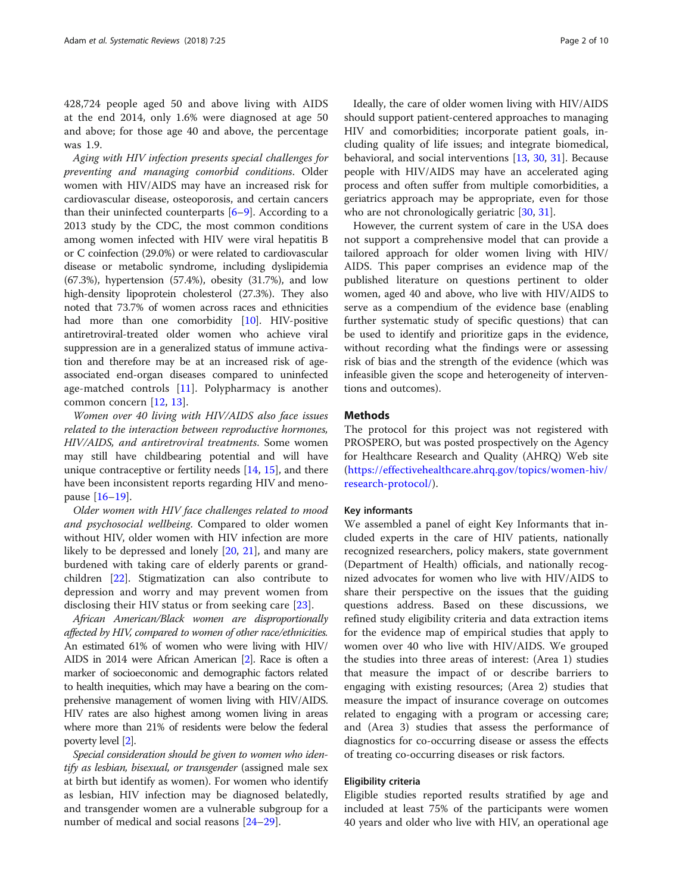428,724 people aged 50 and above living with AIDS at the end 2014, only 1.6% were diagnosed at age 50 and above; for those age 40 and above, the percentage was 1.9.

*Aging with HIV infection presents special challenges for preventing and managing comorbid conditions.* Older women with HIV/AIDS may have an increased risk for cardiovascular disease, osteoporosis, and certain cancers than their uninfected counterparts [6–9]. According to a 2013 study by the CDC, the most common conditions among women infected with HIV were viral hepatitis B or C coinfection (29.0%) or were related to cardiovascular disease or metabolic syndrome, including dyslipidemia (67.3%), hypertension (57.4%), obesity (31.7%), and low high-density lipoprotein cholesterol (27.3%). They also noted that 73.7% of women across races and ethnicities had more than one comorbidity [10]. HIV-positive antiretroviral-treated older women who achieve viral suppression are in a generalized status of immune activation and therefore may be at an increased risk of age-associated end-organ diseases compared to uninfected age-matched controls [11]. Polypharmacy is another common concern [12, 13].

*Women over 40 living with HIV/AIDS also face issues related to the interaction between reproductive hormones, HIV/AIDS, and antiretroviral treatments.* Some women may still have childbearing potential and will have unique contraceptive or fertility needs [14, 15], and there have been inconsistent reports regarding HIV and menopause [16–19].

*Older women with HIV face challenges related to mood and psychosocial wellbeing.* Compared to older women without HIV, older women with HIV infection are more likely to be depressed and lonely [20, 21], and many are burdened with taking care of elderly parents or grandchildren [22]. Stigmatization can also contribute to depression and worry and may prevent women from disclosing their HIV status or from seeking care [23].

*African American/Black women are disproportionally affected by HIV, compared to women of other race/ethnicities.* An estimated 61% of women who were living with HIV/AIDS in 2014 were African American [2]. Race is often a marker of socioeconomic and demographic factors related to health inequities, which may have a bearing on the comprehensive management of women living with HIV/AIDS. HIV rates are also highest among women living in areas where more than 21% of residents were below the federal poverty level [2].

*Special consideration should be given to women who identify as lesbian, bisexual, or transgender* (assigned male sex at birth but identify as women). For women who identify as lesbian, HIV infection may be diagnosed belatedly, and transgender women are a vulnerable subgroup for a number of medical and social reasons [24–29].

Ideally, the care of older women living with HIV/AIDS should support patient-centered approaches to managing HIV and comorbidities; incorporate patient goals, including quality of life issues; and integrate biomedical, behavioral, and social interventions [13, 30, 31]. Because people with HIV/AIDS may have an accelerated aging process and often suffer from multiple comorbidities, a geriatrics approach may be appropriate, even for those who are not chronologically geriatric [30, 31].

However, the current system of care in the USA does not support a comprehensive model that can provide a tailored approach for older women living with HIV/AIDS. This paper comprises an evidence map of the published literature on questions pertinent to older women, aged 40 and above, who live with HIV/AIDS to serve as a compendium of the evidence base (enabling further systematic study of specific questions) that can be used to identify and prioritize gaps in the evidence, without recording what the findings were or assessing risk of bias and the strength of the evidence (which was infeasible given the scope and heterogeneity of interventions and outcomes).

## Methods

The protocol for this project was not registered with PROSPERO, but was posted prospectively on the Agency for Healthcare Research and Quality (AHRQ) Web site (https://effectivehealthcare.ahrq.gov/topics/women-hiv/research-protocol/).

### Key informants

We assembled a panel of eight Key Informants that included experts in the care of HIV patients, nationally recognized researchers, policy makers, state government (Department of Health) officials, and nationally recognized advocates for women who live with HIV/AIDS to share their perspective on the issues that the guiding questions address. Based on these discussions, we refined study eligibility criteria and data extraction items for the evidence map of empirical studies that apply to women over 40 who live with HIV/AIDS. We grouped the studies into three areas of interest: (Area 1) studies that measure the impact of or describe barriers to engaging with existing resources; (Area 2) studies that measure the impact of insurance coverage on outcomes related to engaging with a program or accessing care; and (Area 3) studies that assess the performance of diagnostics for co-occurring disease or assess the effects of treating co-occurring diseases or risk factors.

### Eligibility criteria

Eligible studies reported results stratified by age and included at least 75% of the participants were women 40 years and older who live with HIV, an operational age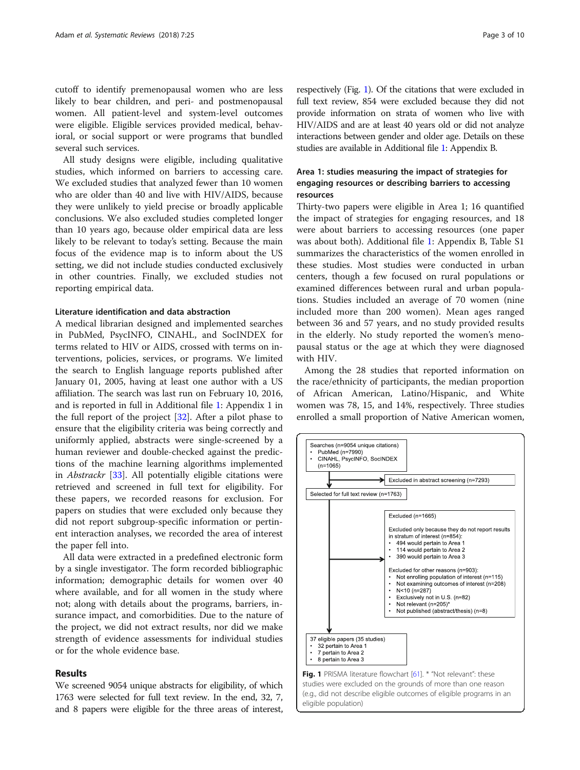cutoff to identify premenopausal women who are less likely to bear children, and peri- and postmenopausal women. All patient-level and system-level outcomes were eligible. Eligible services provided medical, behavioral, or social support or were programs that bundled several such services.

All study designs were eligible, including qualitative studies, which informed on barriers to accessing care. We excluded studies that analyzed fewer than 10 women who are older than 40 and live with HIV/AIDS, because they were unlikely to yield precise or broadly applicable conclusions. We also excluded studies completed longer than 10 years ago, because older empirical data are less likely to be relevant to today's setting. Because the main focus of the evidence map is to inform about the US setting, we did not include studies conducted exclusively in other countries. Finally, we excluded studies not reporting empirical data.

### Literature identification and data abstraction

A medical librarian designed and implemented searches in PubMed, PsycINFO, CINAHL, and SocINDEX for terms related to HIV or AIDS, crossed with terms on interventions, policies, services, or programs. We limited the search to English language reports published after January 01, 2005, having at least one author with a US affiliation. The search was last run on February 10, 2016, and is reported in full in Additional file 1: Appendix 1 in the full report of the project [32]. After a pilot phase to ensure that the eligibility criteria was being correctly and uniformly applied, abstracts were single-screened by a human reviewer and double-checked against the predictions of the machine learning algorithms implemented in *Abstrackr* [33]. All potentially eligible citations were retrieved and screened in full text for eligibility. For these papers, we recorded reasons for exclusion. For papers on studies that were excluded only because they did not report subgroup-specific information or pertinent interaction analyses, we recorded the area of interest the paper fell into.

All data were extracted in a predefined electronic form by a single investigator. The form recorded bibliographic information; demographic details for women over 40 where available, and for all women in the study where not; along with details about the programs, barriers, insurance impact, and comorbidities. Due to the nature of the project, we did not extract results, nor did we make strength of evidence assessments for individual studies or for the whole evidence base.

## Results

We screened 9054 unique abstracts for eligibility, of which 1763 were selected for full text review. In the end, 32, 7, and 8 papers were eligible for the three areas of interest, respectively (Fig. 1). Of the citations that were excluded in full text review, 854 were excluded because they did not provide information on strata of women who live with HIV/AIDS and are at least 40 years old or did not analyze interactions between gender and older age. Details on these studies are available in Additional file 1: Appendix B.

### Area 1: studies measuring the impact of strategies for engaging resources or describing barriers to accessing resources

Thirty-two papers were eligible in Area 1; 16 quantified the impact of strategies for engaging resources, and 18 were about barriers to accessing resources (one paper was about both). Additional file 1: Appendix B, Table S1 summarizes the characteristics of the women enrolled in these studies. Most studies were conducted in urban centers, though a few focused on rural populations or examined differences between rural and urban populations. Studies included an average of 70 women (nine included more than 200 women). Mean ages ranged between 36 and 57 years, and no study provided results in the elderly. No study reported the women's menopausal status or the age at which they were diagnosed with HIV.

Among the 28 studies that reported information on the race/ethnicity of participants, the median proportion of African American, Latino/Hispanic, and White women was 78, 15, and 14%, respectively. Three studies enrolled a small proportion of Native American women,

Searches (n=9054 unique citations)
- PubMed (n=7990)
- CINAHL, PsycINFO, SocINDEX (n=1065)

Excluded in abstract screening (n=7293)

Selected for full text review (n=1763)

Excluded (n=1665)

Excluded only because they do not report results in stratum of interest (n=854):
- 494 would pertain to Area 1
- 114 would pertain to Area 2
- 390 would pertain to Area 3

Excluded for other reasons (n=903):
- Not enrolling population of interest (n=115)
- Not examining outcomes of interest (n=208)
- N<10 (n=287)
- Exclusively not in U.S. (n=82)
- Not relevant (n=205)*
- Not published (abstract/thesis) (n=8)

37 eligible papers (35 studies)
- 32 pertain to Area 1
- 7 pertain to Area 2
- 8 pertain to Area 3

**Fig. 1** PRISMA literature flowchart [61]. * "Not relevant": these studies were excluded on the grounds of more than one reason (e.g., did not describe eligible outcomes of eligible programs in an eligible population)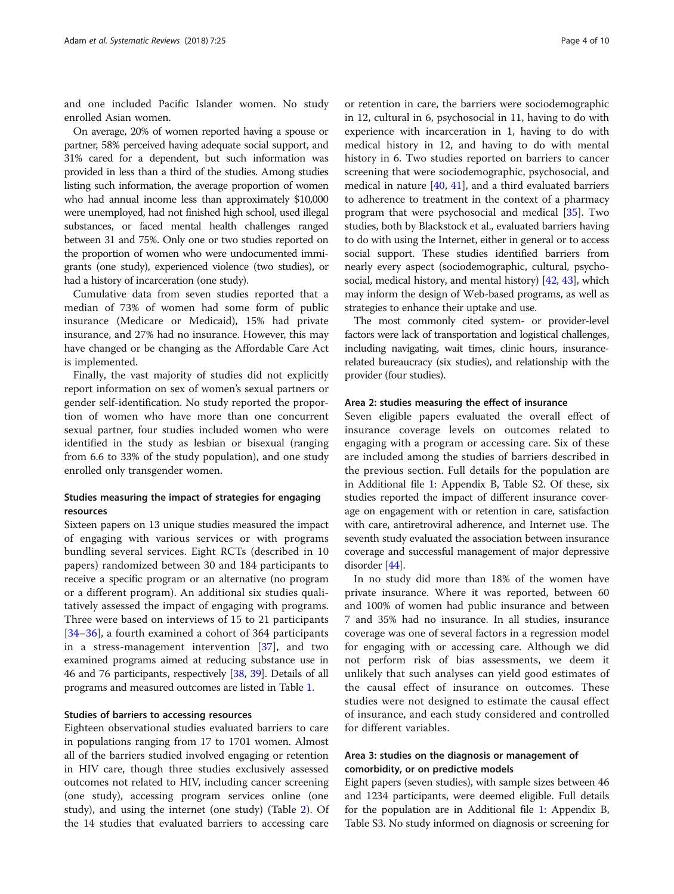and one included Pacific Islander women. No study enrolled Asian women.

On average, 20% of women reported having a spouse or partner, 58% perceived having adequate social support, and 31% cared for a dependent, but such information was provided in less than a third of the studies. Among studies listing such information, the average proportion of women who had annual income less than approximately $10,000 were unemployed, had not finished high school, used illegal substances, or faced mental health challenges ranged between 31 and 75%. Only one or two studies reported on the proportion of women who were undocumented immigrants (one study), experienced violence (two studies), or had a history of incarceration (one study).

Cumulative data from seven studies reported that a median of 73% of women had some form of public insurance (Medicare or Medicaid), 15% had private insurance, and 27% had no insurance. However, this may have changed or be changing as the Affordable Care Act is implemented.

Finally, the vast majority of studies did not explicitly report information on sex of women's sexual partners or gender self-identification. No study reported the proportion of women who have more than one concurrent sexual partner, four studies included women who were identified in the study as lesbian or bisexual (ranging from 6.6 to 33% of the study population), and one study enrolled only transgender women.

### Studies measuring the impact of strategies for engaging resources

Sixteen papers on 13 unique studies measured the impact of engaging with various services or with programs bundling several services. Eight RCTs (described in 10 papers) randomized between 30 and 184 participants to receive a specific program or an alternative (no program or a different program). An additional six studies qualitatively assessed the impact of engaging with programs. Three were based on interviews of 15 to 21 participants [34–36], a fourth examined a cohort of 364 participants in a stress-management intervention [37], and two examined programs aimed at reducing substance use in 46 and 76 participants, respectively [38, 39]. Details of all programs and measured outcomes are listed in Table 1.

### Studies of barriers to accessing resources

Eighteen observational studies evaluated barriers to care in populations ranging from 17 to 1701 women. Almost all of the barriers studied involved engaging or retention in HIV care, though three studies exclusively assessed outcomes not related to HIV, including cancer screening (one study), accessing program services online (one study), and using the internet (one study) (Table 2). Of the 14 studies that evaluated barriers to accessing care or retention in care, the barriers were sociodemographic in 12, cultural in 6, psychosocial in 11, having to do with experience with incarceration in 1, having to do with medical history in 12, and having to do with mental history in 6. Two studies reported on barriers to cancer screening that were sociodemographic, psychosocial, and medical in nature [40, 41], and a third evaluated barriers to adherence to treatment in the context of a pharmacy program that were psychosocial and medical [35]. Two studies, both by Blackstock et al., evaluated barriers having to do with using the Internet, either in general or to access social support. These studies identified barriers from nearly every aspect (sociodemographic, cultural, psychosocial, medical history, and mental history) [42, 43], which may inform the design of Web-based programs, as well as strategies to enhance their uptake and use.

The most commonly cited system- or provider-level factors were lack of transportation and logistical challenges, including navigating, wait times, clinic hours, insurance-related bureaucracy (six studies), and relationship with the provider (four studies).

### Area 2: studies measuring the effect of insurance

Seven eligible papers evaluated the overall effect of insurance coverage levels on outcomes related to engaging with a program or accessing care. Six of these are included among the studies of barriers described in the previous section. Full details for the population are in Additional file 1: Appendix B, Table S2. Of these, six studies reported the impact of different insurance coverage on engagement with or retention in care, satisfaction with care, antiretroviral adherence, and Internet use. The seventh study evaluated the association between insurance coverage and successful management of major depressive disorder [44].

In no study did more than 18% of the women have private insurance. Where it was reported, between 60 and 100% of women had public insurance and between 7 and 35% had no insurance. In all studies, insurance coverage was one of several factors in a regression model for engaging with or accessing care. Although we did not perform risk of bias assessments, we deem it unlikely that such analyses can yield good estimates of the causal effect of insurance on outcomes. These studies were not designed to estimate the causal effect of insurance, and each study considered and controlled for different variables.

### Area 3: studies on the diagnosis or management of comorbidity, or on predictive models

Eight papers (seven studies), with sample sizes between 46 and 1234 participants, were deemed eligible. Full details for the population are in Additional file 1: Appendix B, Table S3. No study informed on diagnosis or screening for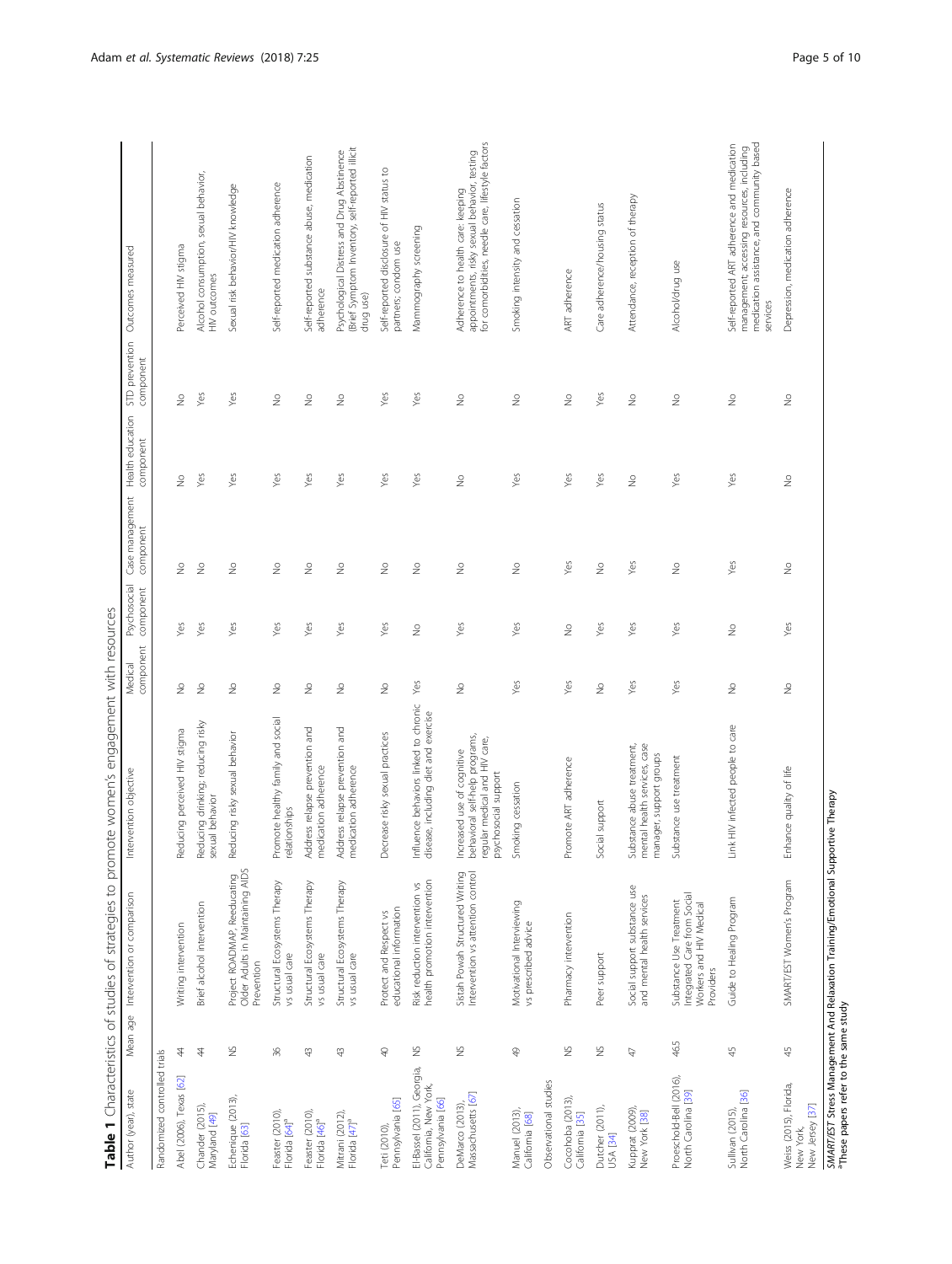**Table 1** Characteristics of studies of strategies to promote women's engagement with resources

| Author (year), state | Mean age | Intervention or comparison | Intervention objective | Medical component | Psychosocial component | Case management component | Health education component | STD prevention component | Outcomes measured |
|---|---|---|---|---|---|---|---|---|---|
| Randomized controlled trials | | | | | | | | | |
| Abel (2006), Texas [62] | 44 | Writing intervention | Reducing perceived HIV stigma | No | Yes | No | No | No | Perceived HIV stigma |
| Chander (2015), Maryland [49] | 44 | Brief alcohol intervention | Reducing drinking; reducing risky sexual behavior | No | Yes | No | Yes | Yes | Alcohol consumption, sexual behavior, HIV outcomes |
| Echenique (2013), Florida [63] | NS | Project ROADMAP, Reeducating Older Adults in Maintaining AIDS Prevention | Reducing risky sexual behavior | No | Yes | No | Yes | Yes | Sexual risk behavior/HIV knowledge |
| Feaster (2010), Florida [64][a] | 36 | Structural Ecosystems Therapy vs usual care | Promote healthy family and social relationships | No | Yes | No | Yes | No | Self-reported medication adherence |
| Feaster (2010), Florida [46][a] | 43 | Structural Ecosystems Therapy vs usual care | Address relapse prevention and medication adherence | No | Yes | No | Yes | No | Self-reported substance abuse, medication adherence |
| Mitrani (2012), Florida [47][a] | 43 | Structural Ecosystems Therapy vs usual care | Address relapse prevention and medication adherence | No | Yes | No | Yes | No | Psychological Distress and Drug Abstinence (Brief Symptom Inventory, self-reported illicit drug use) |
| Teti (2010), Pennsylvania [65] | 40 | Protect and Respect vs educational information | Decrease risky sexual practices | No | Yes | No | Yes | Yes | Self-reported disclosure of HIV status to partners; condom use |
| El-Bassel (2011), Georgia, California, New York, Pennsylvania [66] | NS | Risk reduction intervention vs health promotion intervention | Influence behaviors linked to chronic disease, including diet and exercise | Yes | No | No | Yes | Yes | Mammography screening |
| DeMarco (2013), Massachusetts [67] | NS | Sistah Powah Structured Writing Intervention vs attention control | Increased use of cognitive behavioral self-help programs, regular medical and HIV care, psychosocial support | No | Yes | No | No | No | Adherence to health care: keeping appointments, risky sexual behavior, testing for comorbidities, needle care, lifestyle factors |
| Manuel (2013), California [68] | 49 | Motivational Interviewing vs prescribed advice | Smoking cessation | Yes | Yes | No | Yes | No | Smoking intensity and cessation |
| Observational studies | | | | | | | | | |
| Cocohoba (2013), California [35] | NS | Pharmacy intervention | Promote ART adherence | Yes | No | Yes | Yes | No | ART adherence |
| Dutcher (2011), USA [34] | NS | Peer support | Social support | No | Yes | No | Yes | Yes | Care adherence/housing status |
| Kupprat (2009), New York [38] | 47 | Social support substance use and mental health services | Substance abuse treatment, mental health services, case manager, support groups | Yes | Yes | Yes | No | No | Attendance, reception of therapy |
| Proeschold-Bell (2016), North Carolina [39] | 46.5 | Substance Use Treatment Integrated Care from Social Workers and HIV Medical Providers | Substance use treatment | Yes | Yes | No | Yes | No | Alcohol/drug use |
| Sullivan (2015), North Carolina [36] | 45 | Guide to Healing Program | Link HIV infected people to care | No | No | Yes | Yes | No | Self-reported ART adherence and medication management; accessing resources, including medication assistance, and community based services |
| Weiss (2015), Florida, New York, New Jersey [37] | 45 | SMART/EST Women's Program | Enhance quality of life | No | Yes | No | No | No | Depression, medication adherence |

*SMART/EST* Stress Management And Relaxation Training/Emotional Supportive Therapy
[a]These papers refer to the same study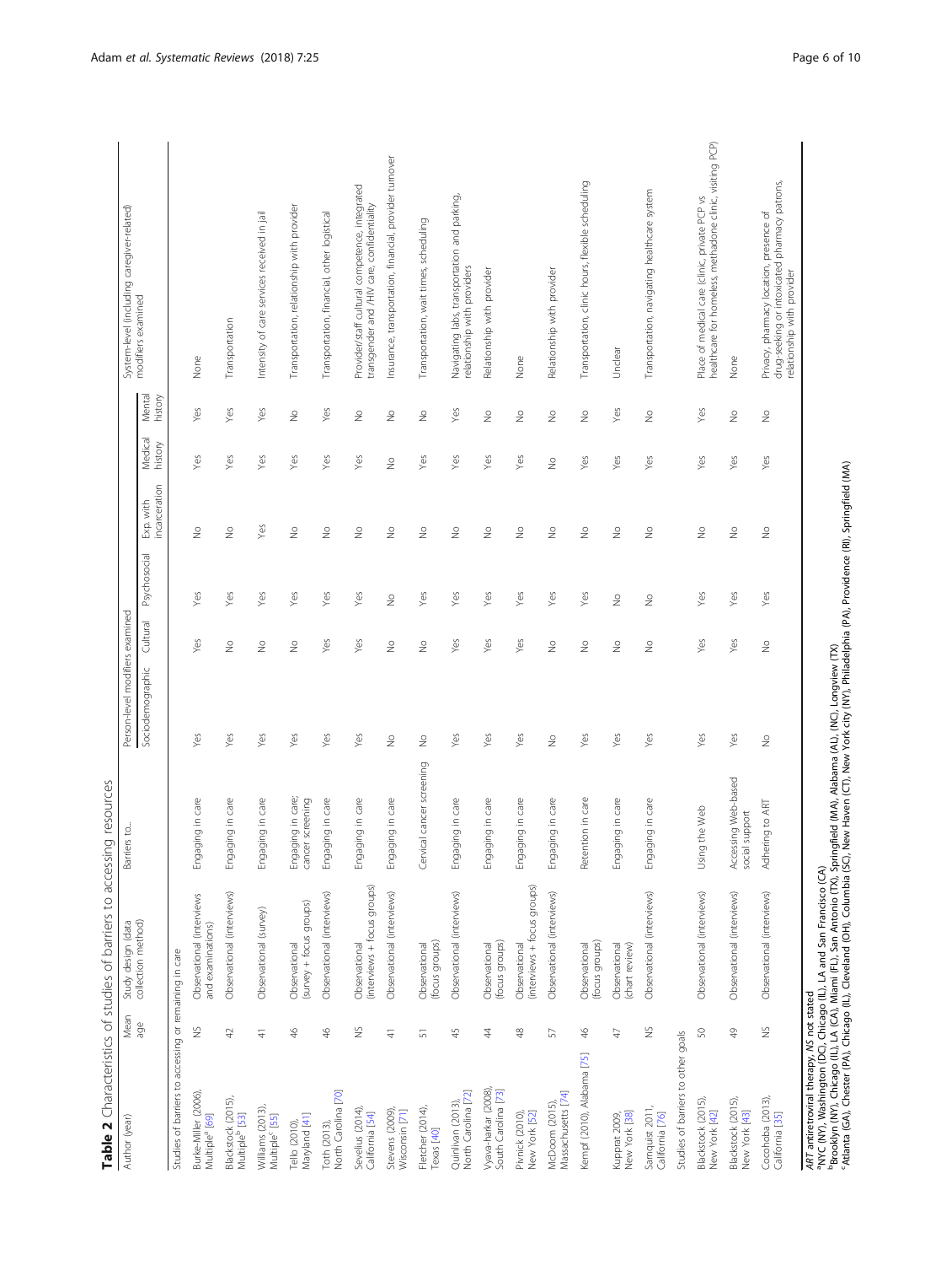**Table 2** Characteristics of studies of barriers to accessing resources

| Author (year) | Mean age | Study design (data collection method) | Barriers to... | Person-level modifiers examined | | | | | | System-level (including caregiver-related) modifiers examined |
|---|---|---|---|---|---|---|---|---|---|---|
| | | | | Sociodemographic | Cultural | Psychosocial | Exp. with incarceration | Medical history | Mental history | |
| Studies of barriers to accessing or remaining in care | | | | | | | | | | |
| Burke-Miller (2006), Multiple[a] [69] | NS | Observational (interviews and examinations) | Engaging in care | Yes | Yes | Yes | No | Yes | Yes | None |
| Blackstock (2015), Multiple[b] [53] | 42 | Observational (interviews) | Engaging in care | Yes | No | Yes | No | Yes | Yes | Transportation |
| Williams (2013), Multiple[c] [55] | 41 | Observational (survey) | Engaging in care | Yes | No | Yes | Yes | Yes | Yes | Intensity of care services received in jail |
| Tello (2010), Maryland [41] | 46 | Observational (survey + focus groups) | Engaging in care; cancer screening | Yes | No | Yes | No | Yes | No | Transportation, relationship with provider |
| Toth (2013), North Carolina [70] | 46 | Observational (interviews) | Engaging in care | Yes | Yes | Yes | No | Yes | Yes | Transportation, financial, other logistical |
| Sevelius (2014), California [54] | NS | Observational (interviews + focus groups) | Engaging in care | Yes | Yes | Yes | No | Yes | No | Provider/staff cultural competence, integrated transgender and /HIV care, confidentiality |
| Stevens (2009), Wisconsin [71] | 41 | Observational (interviews) | Engaging in care | No | No | No | No | No | No | Insurance, transportation, financial, provider turnover |
| Fletcher (2014), Texas [40] | 51 | Observational (focus groups) | Cervical cancer screening | No | No | Yes | No | Yes | No | Transportation, wait times, scheduling |
| Quinlivan (2013), North Carolina [72] | 45 | Observational (interviews) | Engaging in care | Yes | Yes | Yes | No | Yes | Yes | Navigating labs, transportation and parking, relationship with providers |
| Vyavaharkar (2008), South Carolina [73] | 44 | Observational (focus groups) | Engaging in care | Yes | Yes | Yes | No | Yes | No | Relationship with provider |
| Pivnick (2010), New York [52] | 48 | Observational (interviews + focus groups) | Engaging in care | Yes | Yes | Yes | No | Yes | No | None |
| McDoom (2015), Massachusetts [74] | 57 | Observational (interviews) | Engaging in care | No | No | Yes | No | No | No | Relationship with provider |
| Kempf (2010), Alabama [75] | 46 | Observational (focus groups) | Retention in care | Yes | No | Yes | No | Yes | No | Transportation, clinic hours, flexible scheduling |
| Kuppat 2009, New York [38] | 47 | Observational (chart review) | Engaging in care | Yes | No | No | No | Yes | Yes | Unclear |
| Samquist 2011, California [76] | NS | Observational (interviews) | Engaging in care | Yes | No | No | No | Yes | No | Transportation, navigating healthcare system |
| Studies of barriers to other goals | | | | | | | | | | |
| Blackstock (2015), New York [42] | 50 | Observational (interviews) | Using the Web | Yes | Yes | Yes | No | Yes | Yes | Place of medical care (clinic, private PCP vs healthcare for homeless, methadone clinic, visiting PCP) |
| Blackstock (2015), New York [43] | 49 | Observational (interviews) | Accessing Web-based social support | Yes | Yes | Yes | No | Yes | No | None |
| Cocohoba (2013), California [35] | NS | Observational (interviews) | Adhering to ART | No | No | Yes | No | Yes | No | Privacy, pharmacy location, presence of drug-seeking or intoxicated pharmacy patrons, relationship with provider |

*ART* antiretroviral therapy, *NS* not stated
[a]NYC (NY), Washington (DC), Chicago (IL), LA and San Francisco (CA)
[b]Brooklyn (NY), Chicago (IL), LA (CA), Miami (FL), San Antonio (TX), Springfield (MA), Alabama (AL), (NC), Longview (TX)
[c]Atlanta (GA), Chester (PA), Chicago (IL), Cleveland (OH), Columbia (SC), New Haven (CT), New York city (NY), Philadelphia (PA), Providence (RI), Springfield (MA)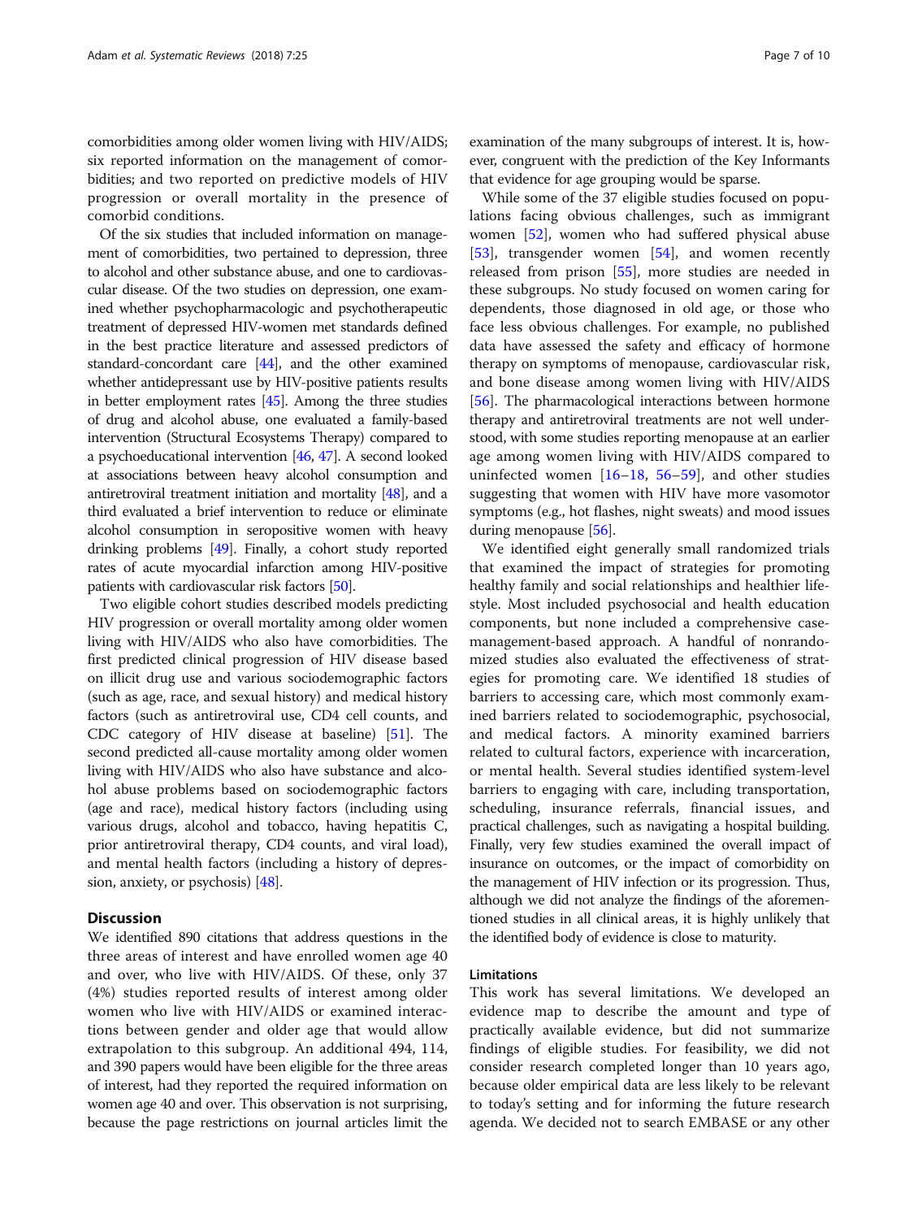comorbidities among older women living with HIV/AIDS; six reported information on the management of comorbidities; and two reported on predictive models of HIV progression or overall mortality in the presence of comorbid conditions.

Of the six studies that included information on management of comorbidities, two pertained to depression, three to alcohol and other substance abuse, and one to cardiovascular disease. Of the two studies on depression, one examined whether psychopharmacologic and psychotherapeutic treatment of depressed HIV-women met standards defined in the best practice literature and assessed predictors of standard-concordant care [44], and the other examined whether antidepressant use by HIV-positive patients results in better employment rates [45]. Among the three studies of drug and alcohol abuse, one evaluated a family-based intervention (Structural Ecosystems Therapy) compared to a psychoeducational intervention [46, 47]. A second looked at associations between heavy alcohol consumption and antiretroviral treatment initiation and mortality [48], and a third evaluated a brief intervention to reduce or eliminate alcohol consumption in seropositive women with heavy drinking problems [49]. Finally, a cohort study reported rates of acute myocardial infarction among HIV-positive patients with cardiovascular risk factors [50].

Two eligible cohort studies described models predicting HIV progression or overall mortality among older women living with HIV/AIDS who also have comorbidities. The first predicted clinical progression of HIV disease based on illicit drug use and various sociodemographic factors (such as age, race, and sexual history) and medical history factors (such as antiretroviral use, CD4 cell counts, and CDC category of HIV disease at baseline) [51]. The second predicted all-cause mortality among older women living with HIV/AIDS who also have substance and alcohol abuse problems based on sociodemographic factors (age and race), medical history factors (including using various drugs, alcohol and tobacco, having hepatitis C, prior antiretroviral therapy, CD4 counts, and viral load), and mental health factors (including a history of depression, anxiety, or psychosis) [48].

## Discussion

We identified 890 citations that address questions in the three areas of interest and have enrolled women age 40 and over, who live with HIV/AIDS. Of these, only 37 (4%) studies reported results of interest among older women who live with HIV/AIDS or examined interactions between gender and older age that would allow extrapolation to this subgroup. An additional 494, 114, and 390 papers would have been eligible for the three areas of interest, had they reported the required information on women age 40 and over. This observation is not surprising, because the page restrictions on journal articles limit the examination of the many subgroups of interest. It is, however, congruent with the prediction of the Key Informants that evidence for age grouping would be sparse.

While some of the 37 eligible studies focused on populations facing obvious challenges, such as immigrant women [52], women who had suffered physical abuse [53], transgender women [54], and women recently released from prison [55], more studies are needed in these subgroups. No study focused on women caring for dependents, those diagnosed in old age, or those who face less obvious challenges. For example, no published data have assessed the safety and efficacy of hormone therapy on symptoms of menopause, cardiovascular risk, and bone disease among women living with HIV/AIDS [56]. The pharmacological interactions between hormone therapy and antiretroviral treatments are not well understood, with some studies reporting menopause at an earlier age among women living with HIV/AIDS compared to uninfected women [16–18, 56–59], and other studies suggesting that women with HIV have more vasomotor symptoms (e.g., hot flashes, night sweats) and mood issues during menopause [56].

We identified eight generally small randomized trials that examined the impact of strategies for promoting healthy family and social relationships and healthier lifestyle. Most included psychosocial and health education components, but none included a comprehensive case-management-based approach. A handful of nonrandomized studies also evaluated the effectiveness of strategies for promoting care. We identified 18 studies of barriers to accessing care, which most commonly examined barriers related to sociodemographic, psychosocial, and medical factors. A minority examined barriers related to cultural factors, experience with incarceration, or mental health. Several studies identified system-level barriers to engaging with care, including transportation, scheduling, insurance referrals, financial issues, and practical challenges, such as navigating a hospital building. Finally, very few studies examined the overall impact of insurance on outcomes, or the impact of comorbidity on the management of HIV infection or its progression. Thus, although we did not analyze the findings of the aforementioned studies in all clinical areas, it is highly unlikely that the identified body of evidence is close to maturity.

### Limitations

This work has several limitations. We developed an evidence map to describe the amount and type of practically available evidence, but did not summarize findings of eligible studies. For feasibility, we did not consider research completed longer than 10 years ago, because older empirical data are less likely to be relevant to today's setting and for informing the future research agenda. We decided not to search EMBASE or any other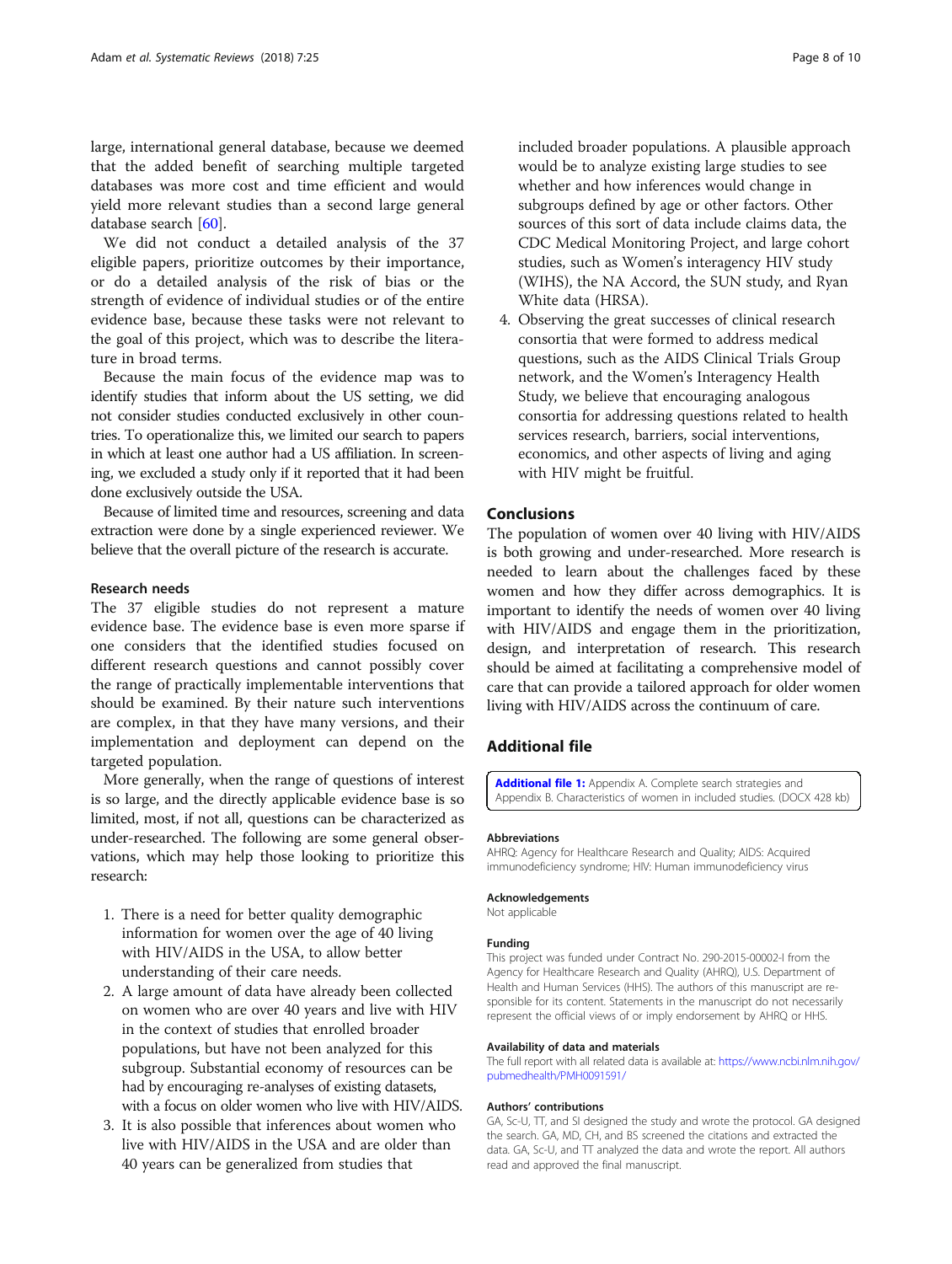large, international general database, because we deemed that the added benefit of searching multiple targeted databases was more cost and time efficient and would yield more relevant studies than a second large general database search [60].

We did not conduct a detailed analysis of the 37 eligible papers, prioritize outcomes by their importance, or do a detailed analysis of the risk of bias or the strength of evidence of individual studies or of the entire evidence base, because these tasks were not relevant to the goal of this project, which was to describe the literature in broad terms.

Because the main focus of the evidence map was to identify studies that inform about the US setting, we did not consider studies conducted exclusively in other countries. To operationalize this, we limited our search to papers in which at least one author had a US affiliation. In screening, we excluded a study only if it reported that it had been done exclusively outside the USA.

Because of limited time and resources, screening and data extraction were done by a single experienced reviewer. We believe that the overall picture of the research is accurate.

### Research needs

The 37 eligible studies do not represent a mature evidence base. The evidence base is even more sparse if one considers that the identified studies focused on different research questions and cannot possibly cover the range of practically implementable interventions that should be examined. By their nature such interventions are complex, in that they have many versions, and their implementation and deployment can depend on the targeted population.

More generally, when the range of questions of interest is so large, and the directly applicable evidence base is so limited, most, if not all, questions can be characterized as under-researched. The following are some general observations, which may help those looking to prioritize this research:

1. There is a need for better quality demographic information for women over the age of 40 living with HIV/AIDS in the USA, to allow better understanding of their care needs.
2. A large amount of data have already been collected on women who are over 40 years and live with HIV in the context of studies that enrolled broader populations, but have not been analyzed for this subgroup. Substantial economy of resources can be had by encouraging re-analyses of existing datasets, with a focus on older women who live with HIV/AIDS.
3. It is also possible that inferences about women who live with HIV/AIDS in the USA and are older than 40 years can be generalized from studies that included broader populations. A plausible approach would be to analyze existing large studies to see whether and how inferences would change in subgroups defined by age or other factors. Other sources of this sort of data include claims data, the CDC Medical Monitoring Project, and large cohort studies, such as Women's interagency HIV study (WIHS), the NA Accord, the SUN study, and Ryan White data (HRSA).
4. Observing the great successes of clinical research consortia that were formed to address medical questions, such as the AIDS Clinical Trials Group network, and the Women's Interagency Health Study, we believe that encouraging analogous consortia for addressing questions related to health services research, barriers, social interventions, economics, and other aspects of living and aging with HIV might be fruitful.

## Conclusions

The population of women over 40 living with HIV/AIDS is both growing and under-researched. More research is needed to learn about the challenges faced by these women and how they differ across demographics. It is important to identify the needs of women over 40 living with HIV/AIDS and engage them in the prioritization, design, and interpretation of research. This research should be aimed at facilitating a comprehensive model of care that can provide a tailored approach for older women living with HIV/AIDS across the continuum of care.

## Additional file

**Additional file 1:** Appendix A. Complete search strategies and Appendix B. Characteristics of women in included studies. (DOCX 428 kb)

#### Abbreviations

AHRQ: Agency for Healthcare Research and Quality; AIDS: Acquired immunodeficiency syndrome; HIV: Human immunodeficiency virus

#### Acknowledgements

Not applicable

#### Funding

This project was funded under Contract No. 290-2015-00002-I from the Agency for Healthcare Research and Quality (AHRQ), U.S. Department of Health and Human Services (HHS). The authors of this manuscript are responsible for its content. Statements in the manuscript do not necessarily represent the official views of or imply endorsement by AHRQ or HHS.

#### Availability of data and materials

The full report with all related data is available at: https://www.ncbi.nlm.nih.gov/pubmedhealth/PMH0091591/

#### Authors' contributions

GA, Sc-U, TT, and SI designed the study and wrote the protocol. GA designed the search. GA, MD, CH, and BS screened the citations and extracted the data. GA, Sc-U, and TT analyzed the data and wrote the report. All authors read and approved the final manuscript.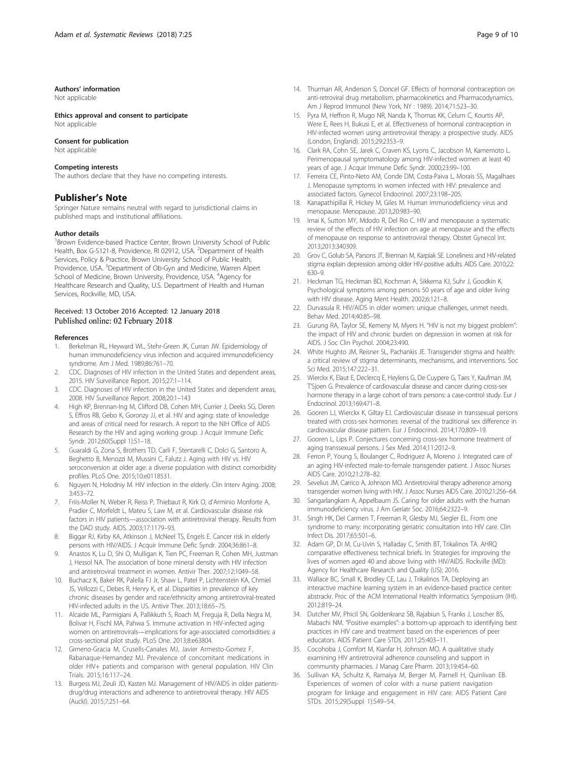#### Authors' information

Not applicable

#### Ethics approval and consent to participate

Not applicable

#### Consent for publication

Not applicable

#### Competing interests

The authors declare that they have no competing interests.

## Publisher's Note

Springer Nature remains neutral with regard to jurisdictional claims in published maps and institutional affiliations.

#### Author details

[1]Brown Evidence-based Practice Center, Brown University School of Public Health, Box G-S121-8, Providence, RI 02912, USA. [2]Department of Health Services, Policy & Practice, Brown University School of Public Health, Providence, USA. [3]Department of Ob-Gyn and Medicine, Warren Alpert School of Medicine, Brown University, Providence, USA. [4]Agency for Healthcare Research and Quality, U.S. Department of Health and Human Services, Rockville, MD, USA.

Received: 13 October 2016 Accepted: 12 January 2018
Published online: 02 February 2018

#### References

1. Berkelman RL, Heyward WL, Stehr-Green JK, Curran JW. Epidemiology of human immunodeficiency virus infection and acquired immunodeficiency syndrome. Am J Med. 1989;86:761–70.
2. CDC. Diagnoses of HIV infection in the United States and dependent areas, 2015. HIV Surveillance Report. 2015;27:1–114.
3. CDC. Diagnoses of HIV infection in the United States and dependent areas, 2008. HIV Surveillance Report. 2008;20:1–143
4. High KP, Brennan-Ing M, Clifford DB, Cohen MH, Currier J, Deeks SG, Deren S, Effros RB, Gebo K, Goronzy JJ, et al. HIV and aging: state of knowledge and areas of critical need for research. A report to the NIH Office of AIDS Research by the HIV and aging working group. J Acquir Immune Defic Syndr. 2012;60(Suppl 1):S1–18.
5. Guaraldi G, Zona S, Brothers TD, Carli F, Stentarelli C, Dolci G, Santoro A, Beghetto B, Menozzi M, Mussini C, Falutz J. Aging with HIV vs. HIV seroconversion at older age: a diverse population with distinct comorbidity profiles. PLoS One. 2015;10:e0118531.
6. Nguyen N, Holodniy M. HIV infection in the elderly. Clin Interv Aging. 2008; 3:453–72.
7. Friis-Moller N, Weber R, Reiss P, Thiebaut R, Kirk O, d'Arminio Monforte A, Pradier C, Morfeldt L, Mateu S, Law M, et al. Cardiovascular disease risk factors in HIV patients—association with antiretroviral therapy. Results from the DAD study. AIDS. 2003;17:1179–93.
8. Biggar RJ, Kirby KA, Atkinson J, McNeel TS, Engels E. Cancer risk in elderly persons with HIV/AIDS. J Acquir Immune Defic Syndr. 2004;36:861–8.
9. Anastos K, Lu D, Shi O, Mulligan K, Tien PC, Freeman R, Cohen MH, Justman J, Hessol NA. The association of bone mineral density with HIV infection and antiretroviral treatment in women. Antivir Ther. 2007;12:1049–58.
10. Buchacz K, Baker RK, Palella FJ Jr, Shaw L, Patel P, Lichtenstein KA, Chmiel JS, Vellozzi C, Debes R, Henry K, et al. Disparities in prevalence of key chronic diseases by gender and race/ethnicity among antiretroviral-treated HIV-infected adults in the US. Antivir Ther. 2013;18:65–75.
11. Alcaide ML, Parmigiani A, Pallikkuth S, Roach M, Freguja R, Della Negra M, Bolivar H, Fischl MA, Pahwa S. Immune activation in HIV-infected aging women on antiretrovirals—implications for age-associated comorbidities: a cross-sectional pilot study. PLoS One. 2013;8:e63804.
12. Gimeno-Gracia M, Crusells-Canales MJ, Javier Armesto-Gomez F, Rabanaque-Hernandez MJ. Prevalence of concomitant medications in older HIV+ patients and comparison with general population. HIV Clin Trials. 2015;16:117–24.
13. Burgess MJ, Zeuli JD, Kasten MJ. Management of HIV/AIDS in older patients-drug/drug interactions and adherence to antiretroviral therapy. HIV AIDS (Auckl). 2015;7:251–64.
14. Thurman AR, Anderson S, Doncel GF. Effects of hormonal contraception on anti-retroviral drug metabolism, pharmacokinetics and Pharmacodynamics. Am J Reprod Immunol (New York, NY : 1989). 2014;71:523–30.
15. Pyra M, Heffron R, Mugo NR, Nanda K, Thomas KK, Celum C, Kourtis AP, Were E, Rees H, Bukusi E, et al. Effectiveness of hormonal contraception in HIV-infected women using antiretroviral therapy: a prospective study. AIDS (London, England). 2015;29:2353–9.
16. Clark RA, Cohn SE, Jarek C, Craven KS, Lyons C, Jacobson M, Kamemoto L. Perimenopausal symptomatology among HIV-infected women at least 40 years of age. J Acquir Immune Defic Syndr. 2000;23:99–100.
17. Ferreira CE, Pinto-Neto AM, Conde DM, Costa-Paiva L, Morais SS, Magalhaes J. Menopause symptoms in women infected with HIV: prevalence and associated factors. Gynecol Endocrinol. 2007;23:198–205.
18. Kanapathipillai R, Hickey M, Giles M. Human immunodeficiency virus and menopause. Menopause. 2013;20:983–90.
19. Imai K, Sutton MY, Mdodo R, Del Rio C. HIV and menopause: a systematic review of the effects of HIV infection on age at menopause and the effects of menopause on response to antiretroviral therapy. Obstet Gynecol Int. 2013;2013:340309.
20. Grov C, Golub SA, Parsons JT, Brennan M, Karpiak SE. Loneliness and HIV-related stigma explain depression among older HIV-positive adults. AIDS Care. 2010;22: 630–9.
21. Heckman TG, Heckman BD, Kochman A, Sikkema KJ, Suhr J, Goodkin K. Psychological symptoms among persons 50 years of age and older living with HIV disease. Aging Ment Health. 2002;6:121–8.
22. Durvasula R. HIV/AIDS in older women: unique challenges, unmet needs. Behav Med. 2014;40:85–98.
23. Gurung RA, Taylor SE, Kemeny M, Myers H. "HIV is not my biggest problem": the impact of HIV and chronic burden on depression in women at risk for AIDS. J Soc Clin Psychol. 2004;23:490.
24. White Hughto JM, Reisner SL, Pachankis JE. Transgender stigma and health: a critical review of stigma determinants, mechanisms, and interventions. Soc Sci Med. 2015;147:222–31.
25. Wierckx K, Elaut E, Declercq E, Heylens G, De Cuypere G, Taes Y, Kaufman JM, T'Sjoen G. Prevalence of cardiovascular disease and cancer during cross-sex hormone therapy in a large cohort of trans persons: a case-control study. Eur J Endocrinol. 2013;169:471–8.
26. Gooren LJ, Wierckx K, Giltay EJ. Cardiovascular disease in transsexual persons treated with cross-sex hormones: reversal of the traditional sex difference in cardiovascular disease pattern. Eur J Endocrinol. 2014;170:809–19.
27. Gooren L, Lips P. Conjectures concerning cross-sex hormone treatment of aging transsexual persons. J Sex Med. 2014;11:2012–9.
28. Ferron P, Young S, Boulanger C, Rodriguez A, Moreno J. Integrated care of an aging HIV-infected male-to-female transgender patient. J Assoc Nurses AIDS Care. 2010;21:278–82.
29. Sevelius JM, Carrico A, Johnson MO. Antiretroviral therapy adherence among transgender women living with HIV. J Assoc Nurses AIDS Care. 2010;21:256–64.
30. Sangarlangkarn A, Appelbaum JS. Caring for older adults with the human immunodeficiency virus. J Am Geriatr Soc. 2016;64:2322–9.
31. Singh HK, Del Carmen T, Freeman R, Glesby MJ, Siegler EL. From one syndrome to many: incorporating geriatric consultation into HIV care. Clin Infect Dis. 2017;65:501–6.
32. Adam GP, Di M, Cu-Uvin S, Halladay C, Smith BT, Trikalinos TA. AHRQ comparative effectiveness technical briefs. In: Strategies for improving the lives of women aged 40 and above living with HIV/AIDS. Rockville (MD): Agency for Healthcare Research and Quality (US); 2016.
33. Wallace BC, Small K, Brodley CE, Lau J, Trikalinos TA. Deploying an interactive machine learning system in an evidence-based practice center: abstrackr. Proc of the ACM International Health Informatics Symposium (IHI). 2012:819–24.
34. Dutcher MV, Phicil SN, Goldenkranz SB, Rajabiun S, Franks J, Loscher BS, Mabachi NM. "Positive examples": a bottom-up approach to identifying best practices in HIV care and treatment based on the experiences of peer educators. AIDS Patient Care STDs. 2011;25:403–11.
35. Cocohoba J, Comfort M, Kianfar H, Johnson MO. A qualitative study examining HIV antiretroviral adherence counseling and support in community pharmacies. J Manag Care Pharm. 2013;19:454–60.
36. Sullivan KA, Schultz K, Ramaiya M, Berger M, Parnell H, Quinlivan EB. Experiences of women of color with a nurse patient navigation program for linkage and engagement in HIV care. AIDS Patient Care STDs. 2015;29(Suppl 1):S49–54.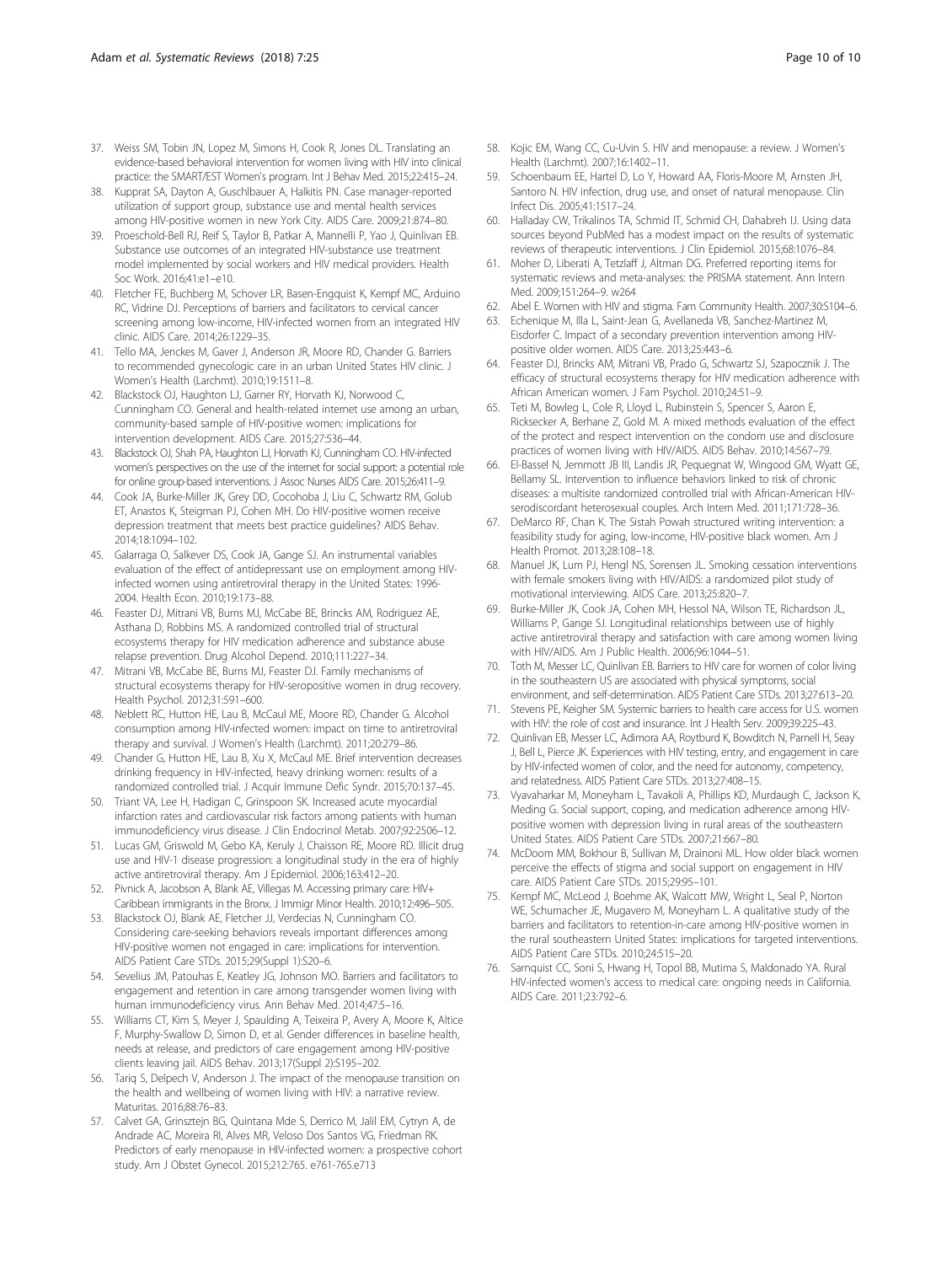37. Weiss SM, Tobin JN, Lopez M, Simons H, Cook R, Jones DL. Translating an evidence-based behavioral intervention for women living with HIV into clinical practice: the SMART/EST Women's program. Int J Behav Med. 2015;22:415–24.
38. Kupprat SA, Dayton A, Guschlbauer A, Halkitis PN. Case manager-reported utilization of support group, substance use and mental health services among HIV-positive women in new York City. AIDS Care. 2009;21:874–80.
39. Proeschold-Bell RJ, Reif S, Taylor B, Patkar A, Mannelli P, Yao J, Quinlivan EB. Substance use outcomes of an integrated HIV-substance use treatment model implemented by social workers and HIV medical providers. Health Soc Work. 2016;41:e1–e10.
40. Fletcher FE, Buchberg M, Schover LR, Basen-Engquist K, Kempf MC, Arduino RC, Vidrine DJ. Perceptions of barriers and facilitators to cervical cancer screening among low-income, HIV-infected women from an integrated HIV clinic. AIDS Care. 2014;26:1229–35.
41. Tello MA, Jenckes M, Gaver J, Anderson JR, Moore RD, Chander G. Barriers to recommended gynecologic care in an urban United States HIV clinic. J Women's Health (Larchmt). 2010;19:1511–8.
42. Blackstock OJ, Haughton LJ, Garner RY, Horvath KJ, Norwood C, Cunningham CO. General and health-related internet use among an urban, community-based sample of HIV-positive women: implications for intervention development. AIDS Care. 2015;27:536–44.
43. Blackstock OJ, Shah PA, Haughton LJ, Horvath KJ, Cunningham CO. HIV-infected women's perspectives on the use of the internet for social support: a potential role for online group-based interventions. J Assoc Nurses AIDS Care. 2015;26:411–9.
44. Cook JA, Burke-Miller JK, Grey DD, Cocohoba J, Liu C, Schwartz RM, Golub ET, Anastos K, Steigman PJ, Cohen MH. Do HIV-positive women receive depression treatment that meets best practice guidelines? AIDS Behav. 2014;18:1094–102.
45. Galarraga O, Salkever DS, Cook JA, Gange SJ. An instrumental variables evaluation of the effect of antidepressant use on employment among HIV-infected women using antiretroviral therapy in the United States: 1996-2004. Health Econ. 2010;19:173–88.
46. Feaster DJ, Mitrani VB, Burns MJ, McCabe BE, Brincks AM, Rodriguez AE, Asthana D, Robbins MS. A randomized controlled trial of structural ecosystems therapy for HIV medication adherence and substance abuse relapse prevention. Drug Alcohol Depend. 2010;111:227–34.
47. Mitrani VB, McCabe BE, Burns MJ, Feaster DJ. Family mechanisms of structural ecosystems therapy for HIV-seropositive women in drug recovery. Health Psychol. 2012;31:591–600.
48. Neblett RC, Hutton HE, Lau B, McCaul ME, Moore RD, Chander G. Alcohol consumption among HIV-infected women: impact on time to antiretroviral therapy and survival. J Women's Health (Larchmt). 2011;20:279–86.
49. Chander G, Hutton HE, Lau B, Xu X, McCaul ME. Brief intervention decreases drinking frequency in HIV-infected, heavy drinking women: results of a randomized controlled trial. J Acquir Immune Defic Syndr. 2015;70:137–45.
50. Triant VA, Lee H, Hadigan C, Grinspoon SK. Increased acute myocardial infarction rates and cardiovascular risk factors among patients with human immunodeficiency virus disease. J Clin Endocrinol Metab. 2007;92:2506–12.
51. Lucas GM, Griswold M, Gebo KA, Keruly J, Chaisson RE, Moore RD. Illicit drug use and HIV-1 disease progression: a longitudinal study in the era of highly active antiretroviral therapy. Am J Epidemiol. 2006;163:412–20.
52. Pivnick A, Jacobson A, Blank AE, Villegas M. Accessing primary care: HIV+ Caribbean immigrants in the Bronx. J Immigr Minor Health. 2010;12:496–505.
53. Blackstock OJ, Blank AE, Fletcher JJ, Verdecias N, Cunningham CO. Considering care-seeking behaviors reveals important differences among HIV-positive women not engaged in care: implications for intervention. AIDS Patient Care STDs. 2015;29(Suppl 1):S20–6.
54. Sevelius JM, Patouhas E, Keatley JG, Johnson MO. Barriers and facilitators to engagement and retention in care among transgender women living with human immunodeficiency virus. Ann Behav Med. 2014;47:5–16.
55. Williams CT, Kim S, Meyer J, Spaulding A, Teixeira P, Avery A, Moore K, Altice F, Murphy-Swallow D, Simon D, et al. Gender differences in baseline health, needs at release, and predictors of care engagement among HIV-positive clients leaving jail. AIDS Behav. 2013;17(Suppl 2):S195–202.
56. Tariq S, Delpech V, Anderson J. The impact of the menopause transition on the health and wellbeing of women living with HIV: a narrative review. Maturitas. 2016;88:76–83.
57. Calvet GA, Grinsztejn BG, Quintana Mde S, Derrico M, Jalil EM, Cytryn A, de Andrade AC, Moreira RI, Alves MR, Veloso Dos Santos VG, Friedman RK. Predictors of early menopause in HIV-infected women: a prospective cohort study. Am J Obstet Gynecol. 2015;212:765. e761-765.e713
58. Kojic EM, Wang CC, Cu-Uvin S. HIV and menopause: a review. J Women's Health (Larchmt). 2007;16:1402–11.
59. Schoenbaum EE, Hartel D, Lo Y, Howard AA, Floris-Moore M, Arnsten JH, Santoro N. HIV infection, drug use, and onset of natural menopause. Clin Infect Dis. 2005;41:1517–24.
60. Halladay CW, Trikalinos TA, Schmid IT, Schmid CH, Dahabreh IJ. Using data sources beyond PubMed has a modest impact on the results of systematic reviews of therapeutic interventions. J Clin Epidemiol. 2015;68:1076–84.
61. Moher D, Liberati A, Tetzlaff J, Altman DG. Preferred reporting items for systematic reviews and meta-analyses: the PRISMA statement. Ann Intern Med. 2009;151:264–9. w264
62. Abel E. Women with HIV and stigma. Fam Community Health. 2007;30:S104–6.
63. Echenique M, Illa L, Saint-Jean G, Avellaneda VB, Sanchez-Martinez M, Eisdorfer C. Impact of a secondary prevention intervention among HIV-positive older women. AIDS Care. 2013;25:443–6.
64. Feaster DJ, Brincks AM, Mitrani VB, Prado G, Schwartz SJ, Szapocznik J. The efficacy of structural ecosystems therapy for HIV medication adherence with African American women. J Fam Psychol. 2010;24:51–9.
65. Teti M, Bowleg L, Cole R, Lloyd L, Rubinstein S, Spencer S, Aaron E, Ricksecker A, Berhane Z, Gold M. A mixed methods evaluation of the effect of the protect and respect intervention on the condom use and disclosure practices of women living with HIV/AIDS. AIDS Behav. 2010;14:567–79.
66. El-Bassel N, Jemmott JB III, Landis JR, Pequegnat W, Wingood GM, Wyatt GE, Bellamy SL. Intervention to influence behaviors linked to risk of chronic diseases: a multisite randomized controlled trial with African-American HIV-serodiscordant heterosexual couples. Arch Intern Med. 2011;171:728–36.
67. DeMarco RF, Chan K. The Sistah Powah structured writing intervention: a feasibility study for aging, low-income, HIV-positive black women. Am J Health Promot. 2013;28:108–18.
68. Manuel JK, Lum PJ, Hengl NS, Sorensen JL. Smoking cessation interventions with female smokers living with HIV/AIDS: a randomized pilot study of motivational interviewing. AIDS Care. 2013;25:820–7.
69. Burke-Miller JK, Cook JA, Cohen MH, Hessol NA, Wilson TE, Richardson JL, Williams P, Gange SJ. Longitudinal relationships between use of highly active antiretroviral therapy and satisfaction with care among women living with HIV/AIDS. Am J Public Health. 2006;96:1044–51.
70. Toth M, Messer LC, Quinlivan EB. Barriers to HIV care for women of color living in the southeastern US are associated with physical symptoms, social environment, and self-determination. AIDS Patient Care STDs. 2013;27:613–20.
71. Stevens PE, Keigher SM. Systemic barriers to health care access for U.S. women with HIV: the role of cost and insurance. Int J Health Serv. 2009;39:225–43.
72. Quinlivan EB, Messer LC, Adimora AA, Roytburd K, Bowditch N, Parnell H, Seay J, Bell L, Pierce JK. Experiences with HIV testing, entry, and engagement in care by HIV-infected women of color, and the need for autonomy, competency, and relatedness. AIDS Patient Care STDs. 2013;27:408–15.
73. Vyavaharkar M, Moneyham L, Tavakoli A, Phillips KD, Murdaugh C, Jackson K, Meding G. Social support, coping, and medication adherence among HIV-positive women with depression living in rural areas of the southeastern United States. AIDS Patient Care STDs. 2007;21:667–80.
74. McDoom MM, Bokhour B, Sullivan M, Drainoni ML. How older black women perceive the effects of stigma and social support on engagement in HIV care. AIDS Patient Care STDs. 2015;29:95–101.
75. Kempf MC, McLeod J, Boehme AK, Walcott MW, Wright L, Seal P, Norton WE, Schumacher JE, Mugavero M, Moneyham L. A qualitative study of the barriers and facilitators to retention-in-care among HIV-positive women in the rural southeastern United States: implications for targeted interventions. AIDS Patient Care STDs. 2010;24:515–20.
76. Sarnquist CC, Soni S, Hwang H, Topol BB, Mutima S, Maldonado YA. Rural HIV-infected women's access to medical care: ongoing needs in California. AIDS Care. 2011;23:792–6.